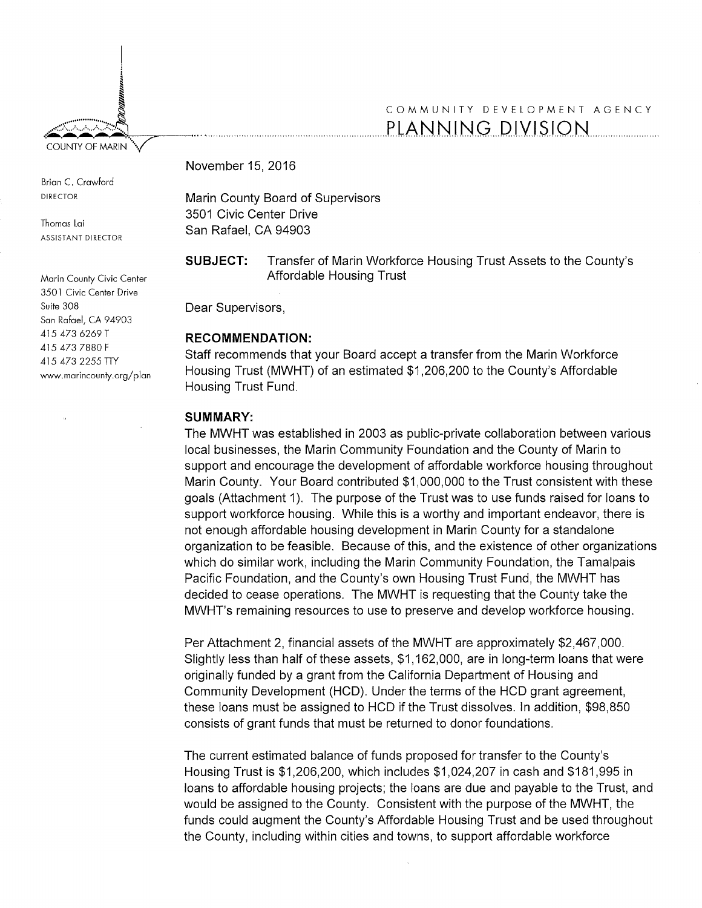COUNTY OF MARIN

COMMUNITY DEVELOPMENT AGENCY

PLANNING DIVISION

Brian C. Crawford
DIRECTOR

Thomas Lai
ASSISTANT DIRECTOR

Marin County Civic Center
3501 Civic Center Drive
Suite 308
San Rafael, CA 94903
415 473 6269 T
415 473 7880 F
415 473 2255 TTY
www.marincounty.org/plan

November 15, 2016

Marin County Board of Supervisors
3501 Civic Center Drive
San Rafael, CA 94903

**SUBJECT:** Transfer of Marin Workforce Housing Trust Assets to the County's Affordable Housing Trust

Dear Supervisors,

**RECOMMENDATION:**
Staff recommends that your Board accept a transfer from the Marin Workforce Housing Trust (MWHT) of an estimated $1,206,200 to the County's Affordable Housing Trust Fund.

**SUMMARY:**
The MWHT was established in 2003 as public-private collaboration between various local businesses, the Marin Community Foundation and the County of Marin to support and encourage the development of affordable workforce housing throughout Marin County. Your Board contributed $1,000,000 to the Trust consistent with these goals (Attachment 1). The purpose of the Trust was to use funds raised for loans to support workforce housing. While this is a worthy and important endeavor, there is not enough affordable housing development in Marin County for a standalone organization to be feasible. Because of this, and the existence of other organizations which do similar work, including the Marin Community Foundation, the Tamalpais Pacific Foundation, and the County's own Housing Trust Fund, the MWHT has decided to cease operations. The MWHT is requesting that the County take the MWHT's remaining resources to use to preserve and develop workforce housing.

Per Attachment 2, financial assets of the MWHT are approximately $2,467,000. Slightly less than half of these assets, $1,162,000, are in long-term loans that were originally funded by a grant from the California Department of Housing and Community Development (HCD). Under the terms of the HCD grant agreement, these loans must be assigned to HCD if the Trust dissolves. In addition, $98,850 consists of grant funds that must be returned to donor foundations.

The current estimated balance of funds proposed for transfer to the County's Housing Trust is $1,206,200, which includes $1,024,207 in cash and $181,995 in loans to affordable housing projects; the loans are due and payable to the Trust, and would be assigned to the County. Consistent with the purpose of the MWHT, the funds could augment the County's Affordable Housing Trust and be used throughout the County, including within cities and towns, to support affordable workforce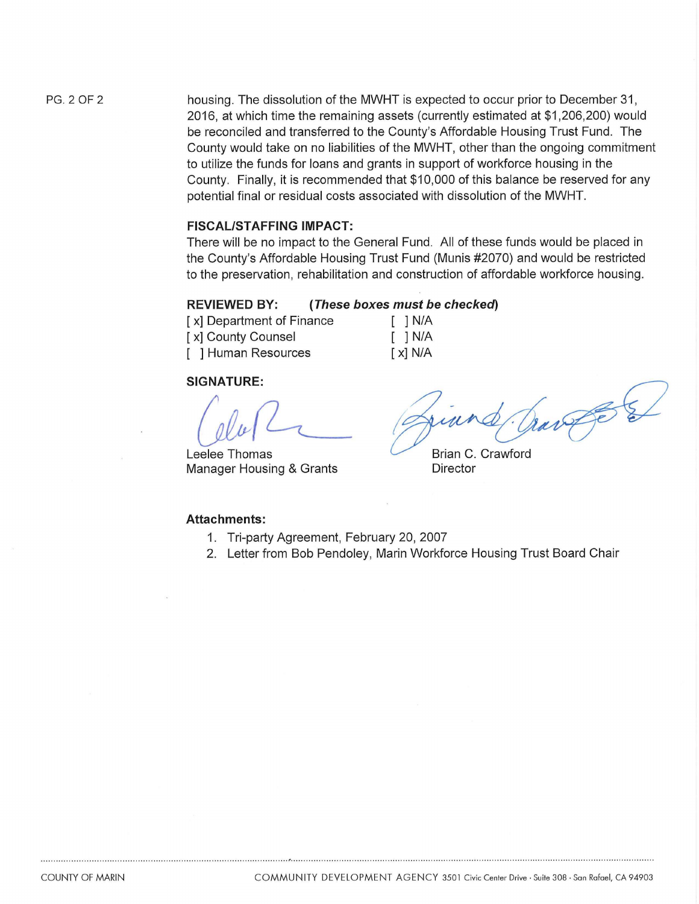housing. The dissolution of the MWHT is expected to occur prior to December 31, 2016, at which time the remaining assets (currently estimated at $1,206,200) would be reconciled and transferred to the County's Affordable Housing Trust Fund. The County would take on no liabilities of the MWHT, other than the ongoing commitment to utilize the funds for loans and grants in support of workforce housing in the County. Finally, it is recommended that $10,000 of this balance be reserved for any potential final or residual costs associated with dissolution of the MWHT.

**FISCAL/STAFFING IMPACT:**

There will be no impact to the General Fund. All of these funds would be placed in the County's Affordable Housing Trust Fund (Munis #2070) and would be restricted to the preservation, rehabilitation and construction of affordable workforce housing.

**REVIEWED BY:** ***(These boxes must be checked)***

[x] Department of Finance [ ] N/A
[x] County Counsel [ ] N/A
[ ] Human Resources [x] N/A

**SIGNATURE:**

Leelee Thomas
Manager Housing & Grants

Brian C. Crawford
Director

**Attachments:**

1. Tri-party Agreement, February 20, 2007
2. Letter from Bob Pendoley, Marin Workforce Housing Trust Board Chair

COUNTY OF MARIN    COMMUNITY DEVELOPMENT AGENCY 3501 Civic Center Drive · Suite 308 · San Rafael, CA 94903